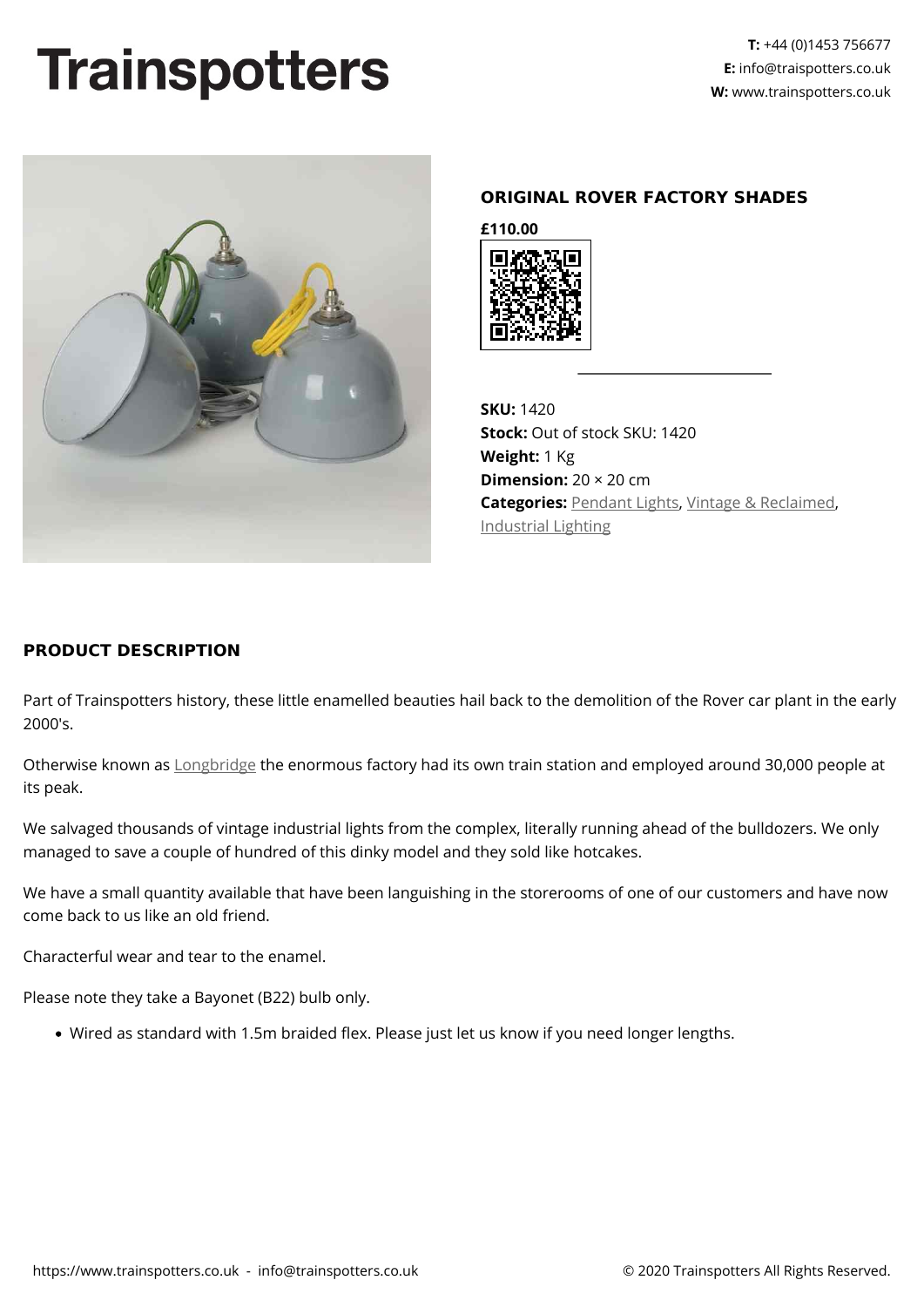# Trainspotters

**T:** +44 (0)1453 756677
**E:** info@traispotters.co.uk
**W:** www.trainspotters.co.uk

## ORIGINAL ROVER FACTORY SHADES

**£110.00**

**SKU:** 1420
**Stock:** Out of stock SKU: 1420
**Weight:** 1 Kg
**Dimension:** 20 × 20 cm
**Categories:** Pendant Lights, Vintage & Reclaimed, Industrial Lighting

## PRODUCT DESCRIPTION

Part of Trainspotters history, these little enamelled beauties hail back to the demolition of the Rover car plant in the early 2000's.

Otherwise known as Longbridge the enormous factory had its own train station and employed around 30,000 people at its peak.

We salvaged thousands of vintage industrial lights from the complex, literally running ahead of the bulldozers. We only managed to save a couple of hundred of this dinky model and they sold like hotcakes.

We have a small quantity available that have been languishing in the storerooms of one of our customers and have now come back to us like an old friend.

Characterful wear and tear to the enamel.

Please note they take a Bayonet (B22) bulb only.

- Wired as standard with 1.5m braided flex. Please just let us know if you need longer lengths.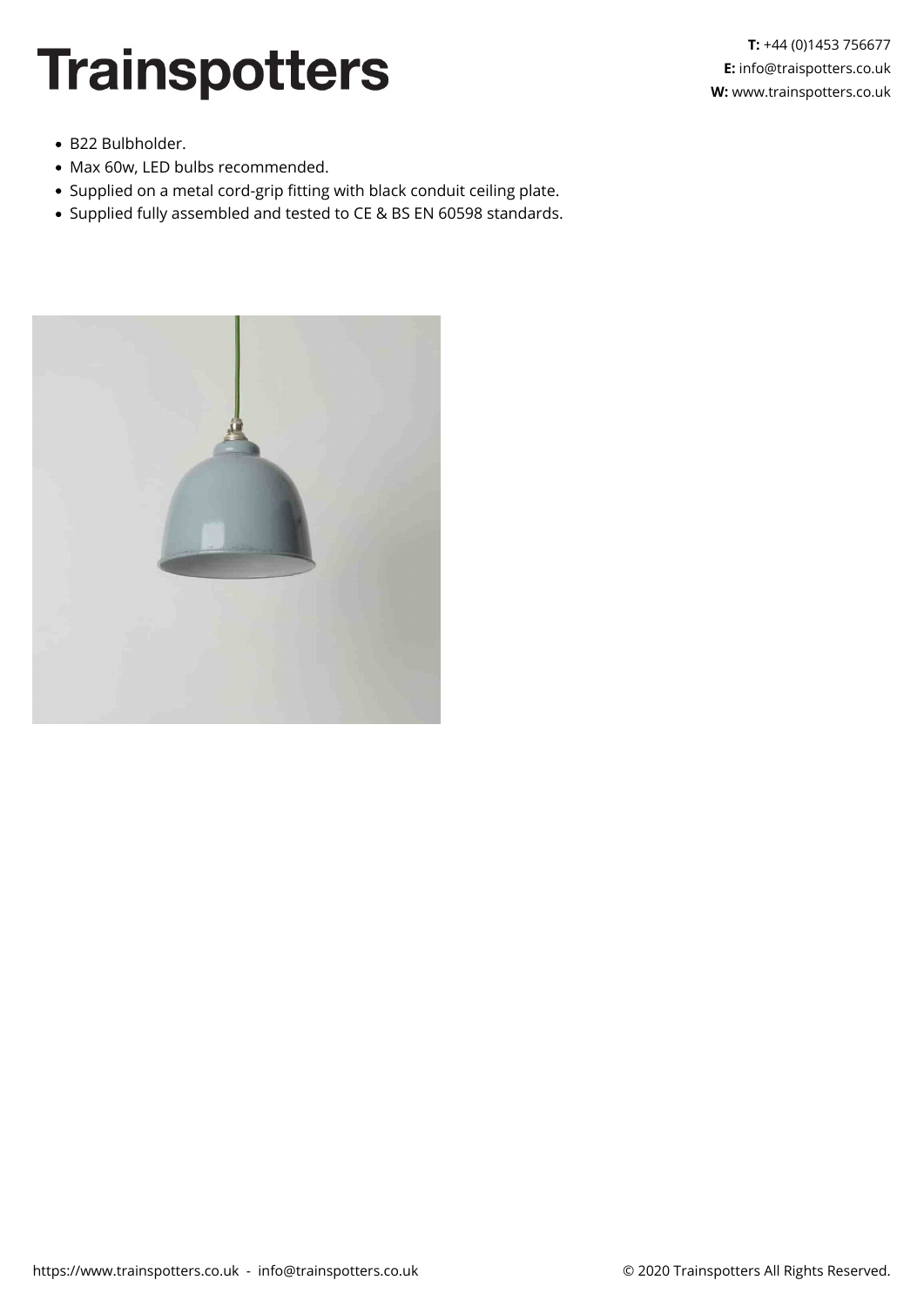- B22 Bulbholder.
- Max 60w, LED bulbs recommended.
- Supplied on a metal cord-grip fitting with black conduit ceiling plate.
- Supplied fully assembled and tested to CE & BS EN 60598 standards.